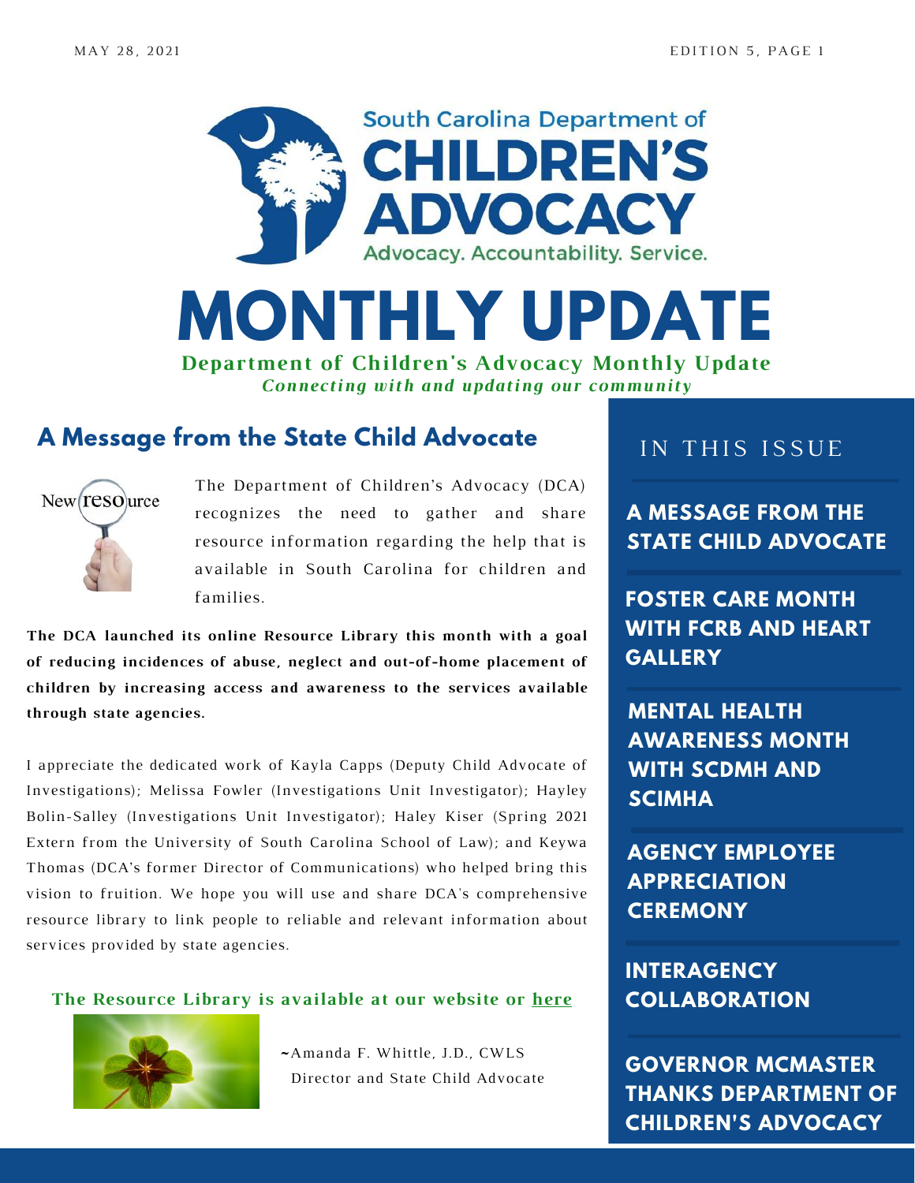South Carolina Department of

# CHILDREN'S ADVOCACY

Advocacy. Accountability. Service.

# MONTHLY UPDATE

**Department of Children's Advocacy Monthly Update**

***Connecting with and updating our community***

## A Message from the State Child Advocate

The Department of Children's Advocacy (DCA) recognizes the need to gather and share resource information regarding the help that is available in South Carolina for children and families.

**The DCA launched its online Resource Library this month with a goal of reducing incidences of abuse, neglect and out-of-home placement of children by increasing access and awareness to the services available through state agencies.**

I appreciate the dedicated work of Kayla Capps (Deputy Child Advocate of Investigations); Melissa Fowler (Investigations Unit Investigator); Hayley Bolin-Salley (Investigations Unit Investigator); Haley Kiser (Spring 2021 Extern from the University of South Carolina School of Law); and Keywa Thomas (DCA's former Director of Communications) who helped bring this vision to fruition. We hope you will use and share DCA's comprehensive resource library to link people to reliable and relevant information about services provided by state agencies.

**The Resource Library is available at our website or here**

~Amanda F. Whittle, J.D., CWLS
Director and State Child Advocate

## IN THIS ISSUE

- **A MESSAGE FROM THE STATE CHILD ADVOCATE**
- **FOSTER CARE MONTH WITH FCRB AND HEART GALLERY**
- **MENTAL HEALTH AWARENESS MONTH WITH SCDMH AND SCIMHA**
- **AGENCY EMPLOYEE APPRECIATION CEREMONY**
- **INTERAGENCY COLLABORATION**
- **GOVERNOR MCMASTER THANKS DEPARTMENT OF CHILDREN'S ADVOCACY**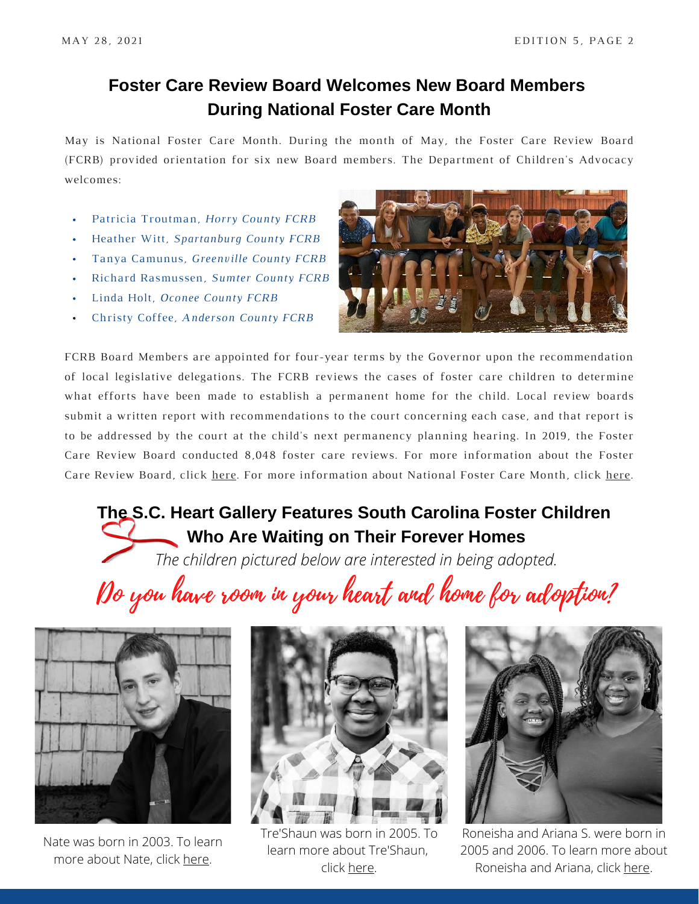## Foster Care Review Board Welcomes New Board Members During National Foster Care Month

May is National Foster Care Month. During the month of May, the Foster Care Review Board (FCRB) provided orientation for six new Board members. The Department of Children's Advocacy welcomes:

- Patricia Troutman, *Horry County FCRB*
- Heather Witt, *Spartanburg County FCRB*
- Tanya Camunus, *Greenville County FCRB*
- Richard Rasmussen, *Sumter County FCRB*
- Linda Holt, *Oconee County FCRB*
- Christy Coffee, *Anderson County FCRB*

FCRB Board Members are appointed for four-year terms by the Governor upon the recommendation of local legislative delegations. The FCRB reviews the cases of foster care children to determine what efforts have been made to establish a permanent home for the child. Local review boards submit a written report with recommendations to the court concerning each case, and that report is to be addressed by the court at the child's next permanency planning hearing. In 2019, the Foster Care Review Board conducted 8,048 foster care reviews. For more information about the Foster Care Review Board, click here. For more information about National Foster Care Month, click here.

## The S.C. Heart Gallery Features South Carolina Foster Children Who Are Waiting on Their Forever Homes

*The children pictured below are interested in being adopted.*

**Do you have room in your heart and home for adoption?**

Nate was born in 2003. To learn more about Nate, click here.

Tre'Shaun was born in 2005. To learn more about Tre'Shaun, click here.

Roneisha and Ariana S. were born in 2005 and 2006. To learn more about Roneisha and Ariana, click here.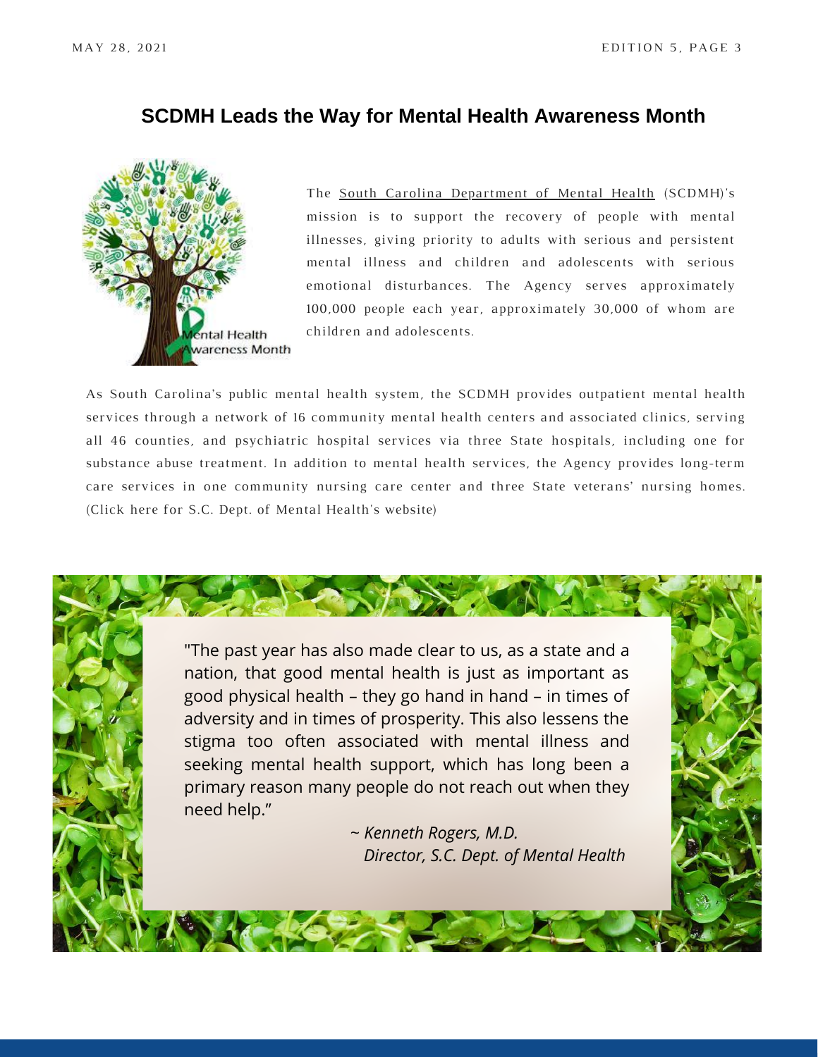## SCDMH Leads the Way for Mental Health Awareness Month

The South Carolina Department of Mental Health (SCDMH)'s mission is to support the recovery of people with mental illnesses, giving priority to adults with serious and persistent mental illness and children and adolescents with serious emotional disturbances. The Agency serves approximately 100,000 people each year, approximately 30,000 of whom are children and adolescents.

As South Carolina's public mental health system, the SCDMH provides outpatient mental health services through a network of 16 community mental health centers and associated clinics, serving all 46 counties, and psychiatric hospital services via three State hospitals, including one for substance abuse treatment. In addition to mental health services, the Agency provides long-term care services in one community nursing care center and three State veterans' nursing homes. (Click here for S.C. Dept. of Mental Health's website)

"The past year has also made clear to us, as a state and a nation, that good mental health is just as important as good physical health – they go hand in hand – in times of adversity and in times of prosperity. This also lessens the stigma too often associated with mental illness and seeking mental health support, which has long been a primary reason many people do not reach out when they need help."

*~ Kenneth Rogers, M.D.*
*Director, S.C. Dept. of Mental Health*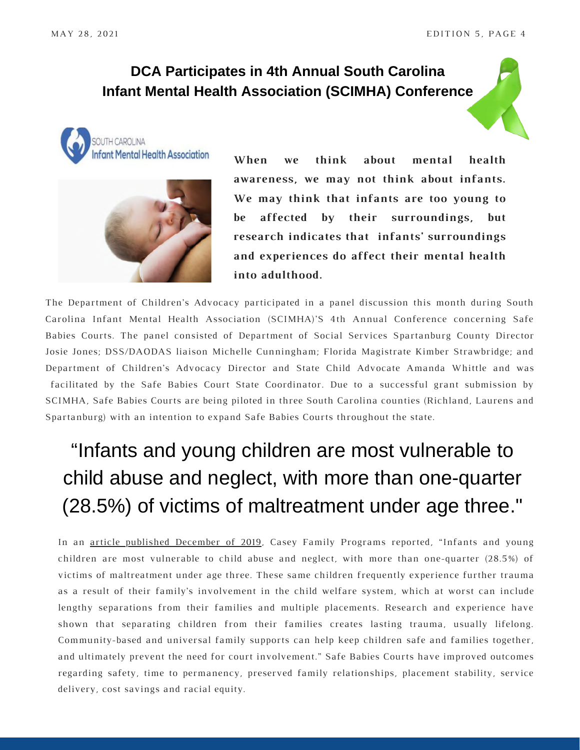# DCA Participates in 4th Annual South Carolina Infant Mental Health Association (SCIMHA) Conference

**When we think about mental health awareness, we may not think about infants. We may think that infants are too young to be affected by their surroundings, but research indicates that infants' surroundings and experiences do affect their mental health into adulthood.**

The Department of Children's Advocacy participated in a panel discussion this month during South Carolina Infant Mental Health Association (SCIMHA)'S 4th Annual Conference concerning Safe Babies Courts. The panel consisted of Department of Social Services Spartanburg County Director Josie Jones; DSS/DAODAS liaison Michelle Cunningham; Florida Magistrate Kimber Strawbridge; and Department of Children's Advocacy Director and State Child Advocate Amanda Whittle and was facilitated by the Safe Babies Court State Coordinator. Due to a successful grant submission by SCIMHA, Safe Babies Courts are being piloted in three South Carolina counties (Richland, Laurens and Spartanburg) with an intention to expand Safe Babies Courts throughout the state.

> "Infants and young children are most vulnerable to child abuse and neglect, with more than one-quarter (28.5%) of victims of maltreatment under age three."

In an article published December of 2019, Casey Family Programs reported, "Infants and young children are most vulnerable to child abuse and neglect, with more than one-quarter (28.5%) of victims of maltreatment under age three. These same children frequently experience further trauma as a result of their family's involvement in the child welfare system, which at worst can include lengthy separations from their families and multiple placements. Research and experience have shown that separating children from their families creates lasting trauma, usually lifelong. Community-based and universal family supports can help keep children safe and families together, and ultimately prevent the need for court involvement." Safe Babies Courts have improved outcomes regarding safety, time to permanency, preserved family relationships, placement stability, service delivery, cost savings and racial equity.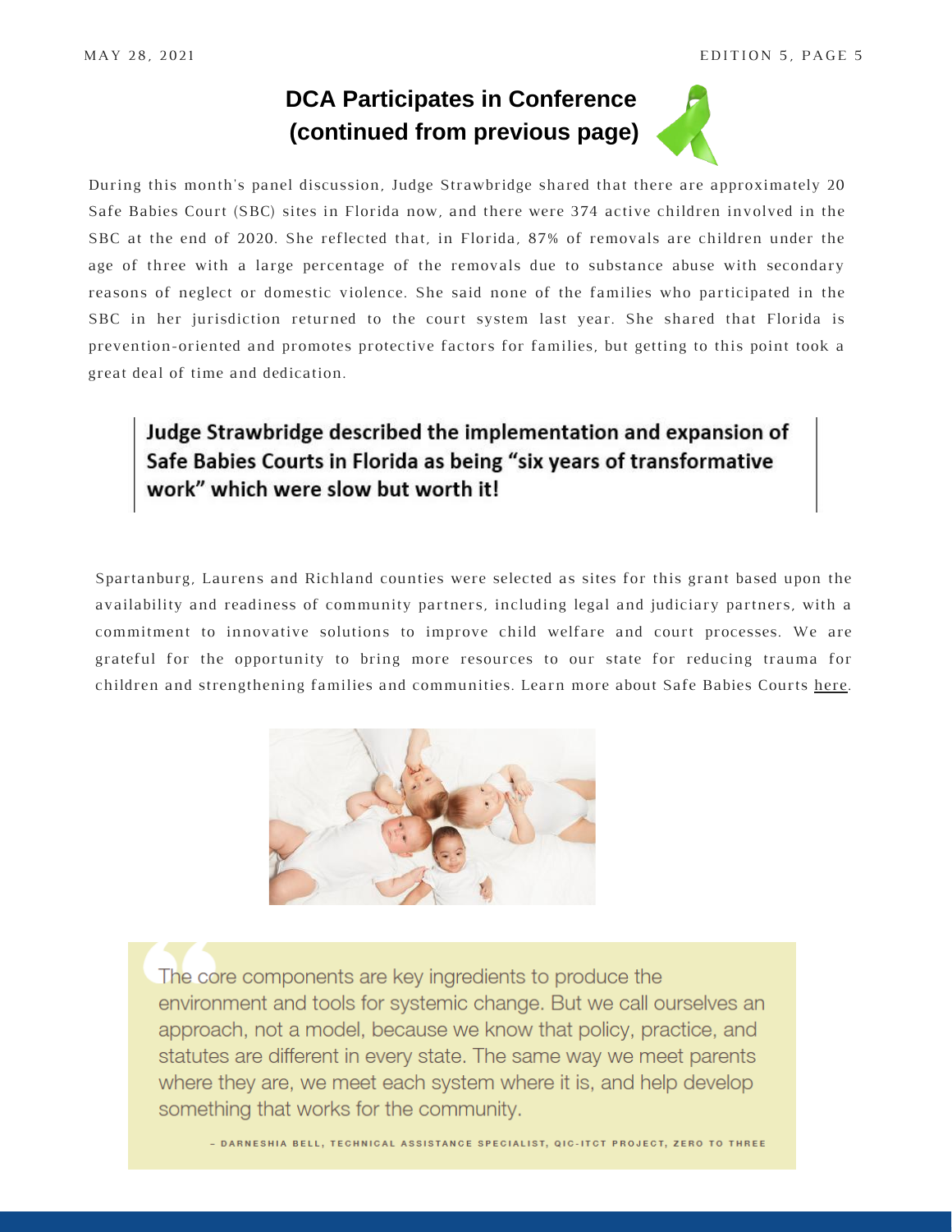## DCA Participates in Conference (continued from previous page)

During this month's panel discussion, Judge Strawbridge shared that there are approximately 20 Safe Babies Court (SBC) sites in Florida now, and there were 374 active children involved in the SBC at the end of 2020. She reflected that, in Florida, 87% of removals are children under the age of three with a large percentage of the removals due to substance abuse with secondary reasons of neglect or domestic violence. She said none of the families who participated in the SBC in her jurisdiction returned to the court system last year. She shared that Florida is prevention-oriented and promotes protective factors for families, but getting to this point took a great deal of time and dedication.

> **Judge Strawbridge described the implementation and expansion of Safe Babies Courts in Florida as being "six years of transformative work" which were slow but worth it!**

Spartanburg, Laurens and Richland counties were selected as sites for this grant based upon the availability and readiness of community partners, including legal and judiciary partners, with a commitment to innovative solutions to improve child welfare and court processes. We are grateful for the opportunity to bring more resources to our state for reducing trauma for children and strengthening families and communities. Learn more about Safe Babies Courts here.

> The core components are key ingredients to produce the environment and tools for systemic change. But we call ourselves an approach, not a model, because we know that policy, practice, and statutes are different in every state. The same way we meet parents where they are, we meet each system where it is, and help develop something that works for the community.
>
> – DARNESHIA BELL, TECHNICAL ASSISTANCE SPECIALIST, QIC-ITCT PROJECT, ZERO TO THREE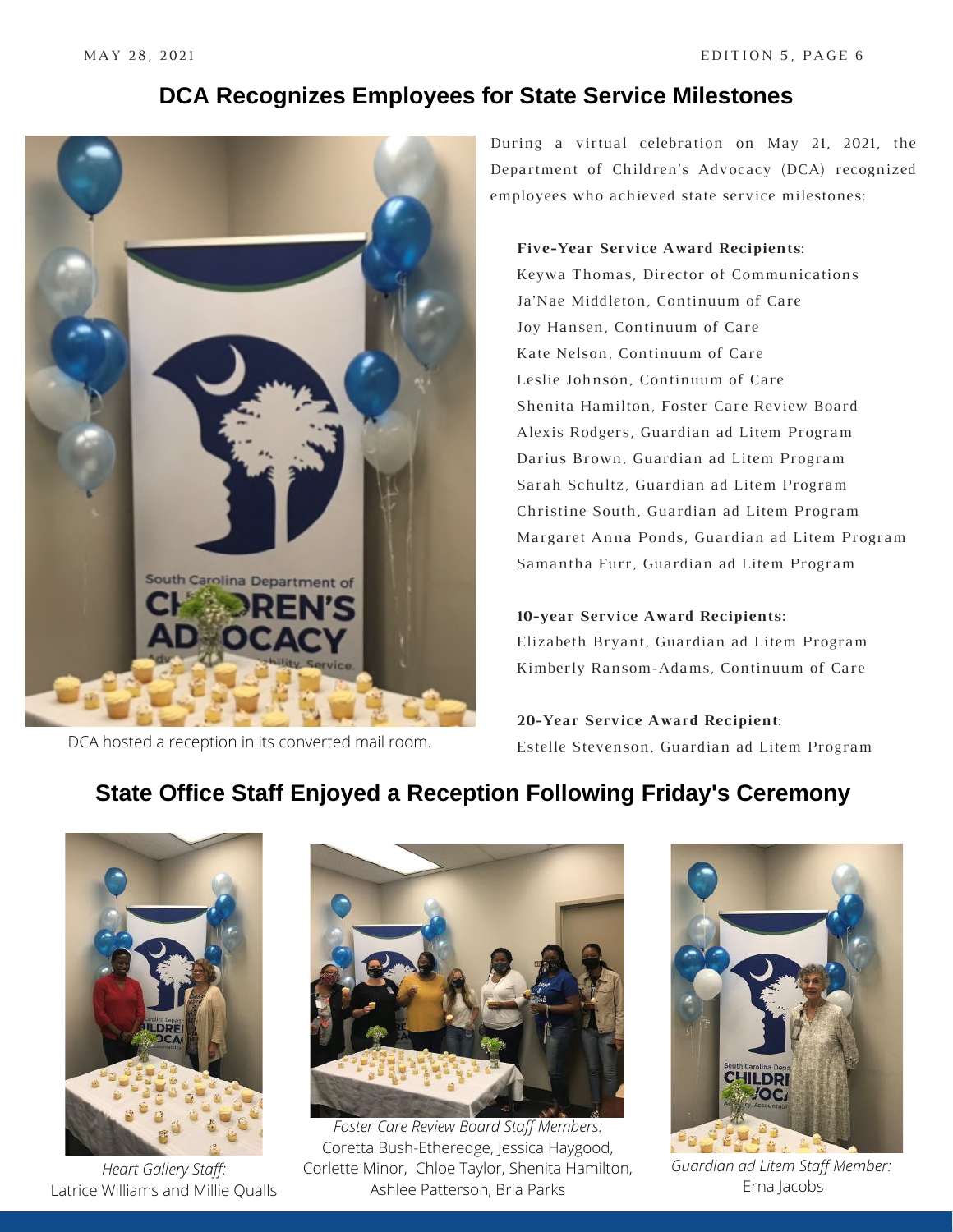## DCA Recognizes Employees for State Service Milestones

DCA hosted a reception in its converted mail room.

During a virtual celebration on May 21, 2021, the Department of Children's Advocacy (DCA) recognized employees who achieved state service milestones:

**Five-Year Service Award Recipients**:
Keywa Thomas, Director of Communications
Ja'Nae Middleton, Continuum of Care
Joy Hansen, Continuum of Care
Kate Nelson, Continuum of Care
Leslie Johnson, Continuum of Care
Shenita Hamilton, Foster Care Review Board
Alexis Rodgers, Guardian ad Litem Program
Darius Brown, Guardian ad Litem Program
Sarah Schultz, Guardian ad Litem Program
Christine South, Guardian ad Litem Program
Margaret Anna Ponds, Guardian ad Litem Program
Samantha Furr, Guardian ad Litem Program

**10-year Service Award Recipients:**
Elizabeth Bryant, Guardian ad Litem Program
Kimberly Ransom-Adams, Continuum of Care

**20-Year Service Award Recipient**:
Estelle Stevenson, Guardian ad Litem Program

## State Office Staff Enjoyed a Reception Following Friday's Ceremony

*Heart Gallery Staff:*
Latrice Williams and Millie Qualls

*Foster Care Review Board Staff Members:*
Coretta Bush-Etheredge, Jessica Haygood, Corlette Minor, Chloe Taylor, Shenita Hamilton, Ashlee Patterson, Bria Parks

*Guardian ad Litem Staff Member:*
Erna Jacobs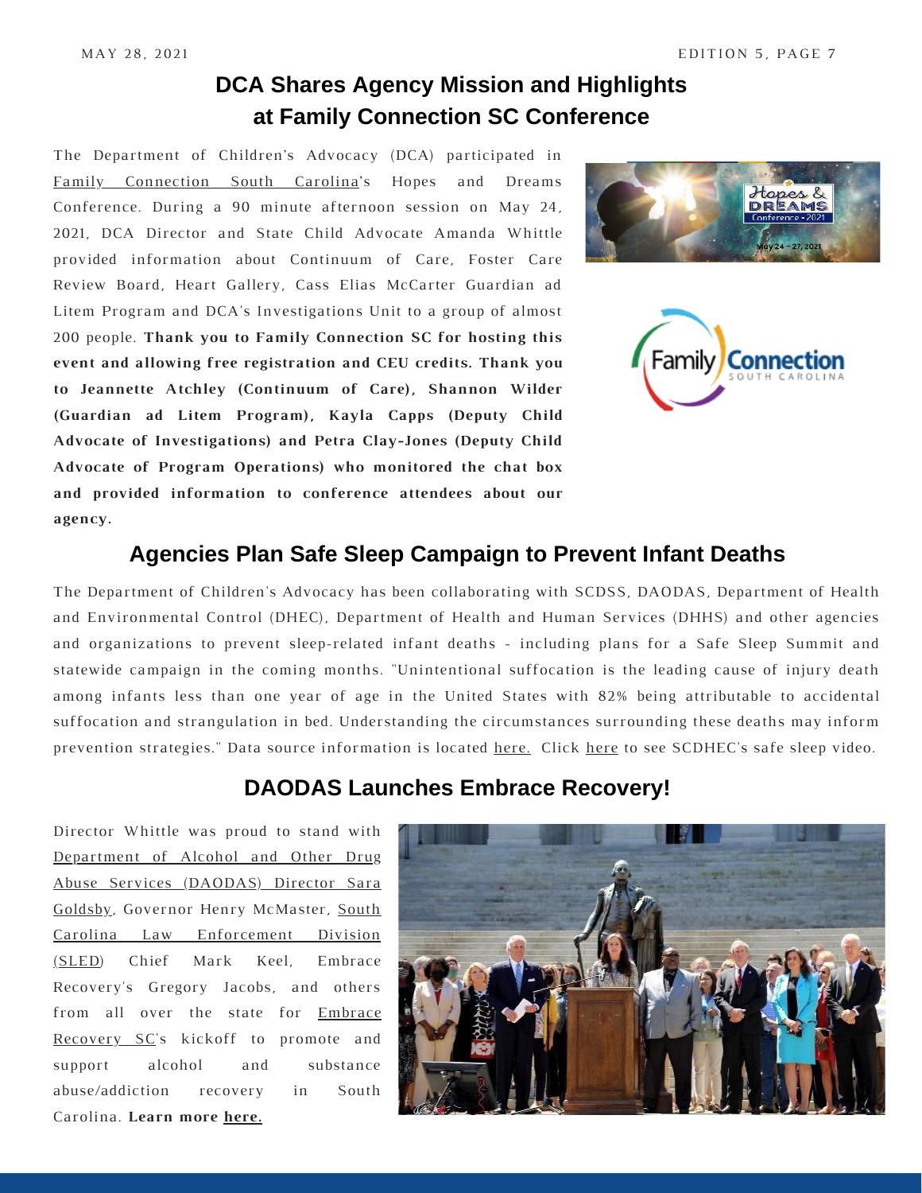## DCA Shares Agency Mission and Highlights at Family Connection SC Conference

The Department of Children's Advocacy (DCA) participated in Family Connection South Carolina's Hopes and Dreams Conference. During a 90 minute afternoon session on May 24, 2021, DCA Director and State Child Advocate Amanda Whittle provided information about Continuum of Care, Foster Care Review Board, Heart Gallery, Cass Elias McCarter Guardian ad Litem Program and DCA's Investigations Unit to a group of almost 200 people. **Thank you to Family Connection SC for hosting this event and allowing free registration and CEU credits. Thank you to Jeannette Atchley (Continuum of Care), Shannon Wilder (Guardian ad Litem Program), Kayla Capps (Deputy Child Advocate of Investigations) and Petra Clay-Jones (Deputy Child Advocate of Program Operations) who monitored the chat box and provided information to conference attendees about our agency.**

## Agencies Plan Safe Sleep Campaign to Prevent Infant Deaths

The Department of Children's Advocacy has been collaborating with SCDSS, DAODAS, Department of Health and Environmental Control (DHEC), Department of Health and Human Services (DHHS) and other agencies and organizations to prevent sleep-related infant deaths - including plans for a Safe Sleep Summit and statewide campaign in the coming months. "Unintentional suffocation is the leading cause of injury death among infants less than one year of age in the United States with 82% being attributable to accidental suffocation and strangulation in bed. Understanding the circumstances surrounding these deaths may inform prevention strategies." Data source information is located here. Click here to see SCDHEC's safe sleep video.

## DAODAS Launches Embrace Recovery!

Director Whittle was proud to stand with Department of Alcohol and Other Drug Abuse Services (DAODAS) Director Sara Goldsby, Governor Henry McMaster, South Carolina Law Enforcement Division (SLED) Chief Mark Keel, Embrace Recovery's Gregory Jacobs, and others from all over the state for Embrace Recovery SC's kickoff to promote and support alcohol and substance abuse/addiction recovery in South Carolina. **Learn more here.**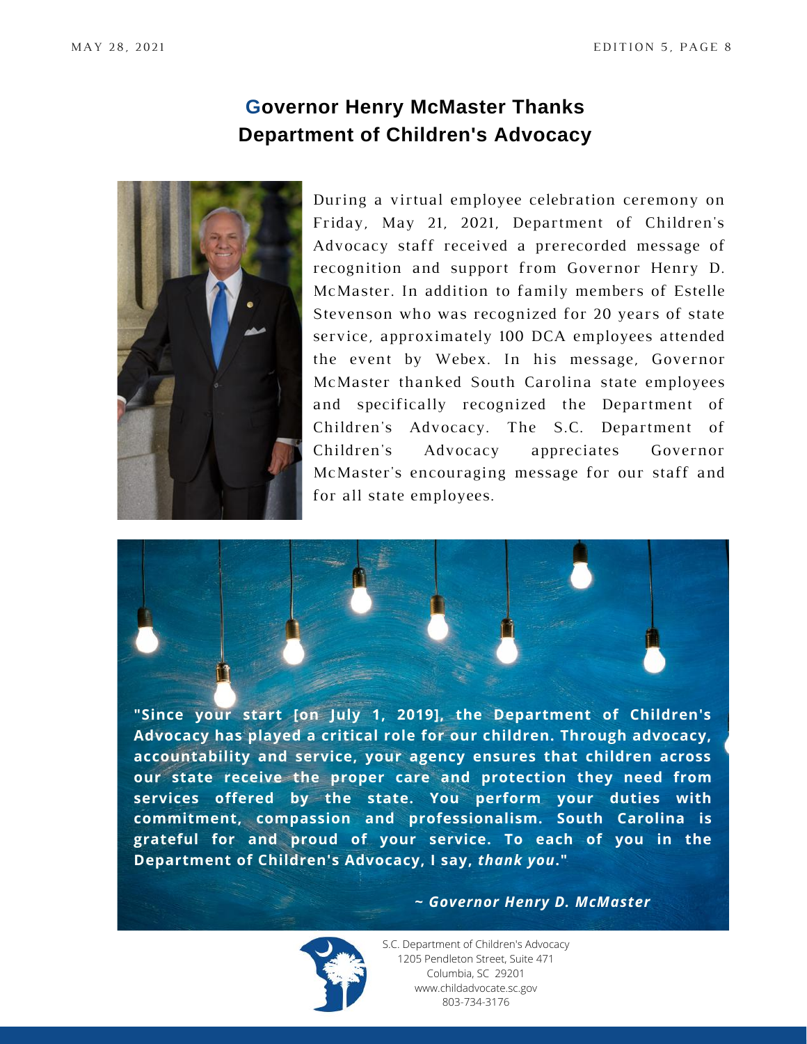# Governor Henry McMaster Thanks Department of Children's Advocacy

During a virtual employee celebration ceremony on Friday, May 21, 2021, Department of Children's Advocacy staff received a prerecorded message of recognition and support from Governor Henry D. McMaster. In addition to family members of Estelle Stevenson who was recognized for 20 years of state service, approximately 100 DCA employees attended the event by Webex. In his message, Governor McMaster thanked South Carolina state employees and specifically recognized the Department of Children's Advocacy. The S.C. Department of Children's Advocacy appreciates Governor McMaster's encouraging message for our staff and for all state employees.

**"Since your start [on July 1, 2019], the Department of Children's Advocacy has played a critical role for our children. Through advocacy, accountability and service, your agency ensures that children across our state receive the proper care and protection they need from services offered by the state. You perform your duties with commitment, compassion and professionalism. South Carolina is grateful for and proud of your service. To each of you in the Department of Children's Advocacy, I say, *thank you*."**

***~ Governor Henry D. McMaster***

S.C. Department of Children's Advocacy
1205 Pendleton Street, Suite 471
Columbia, SC 29201
www.childadvocate.sc.gov
803-734-3176